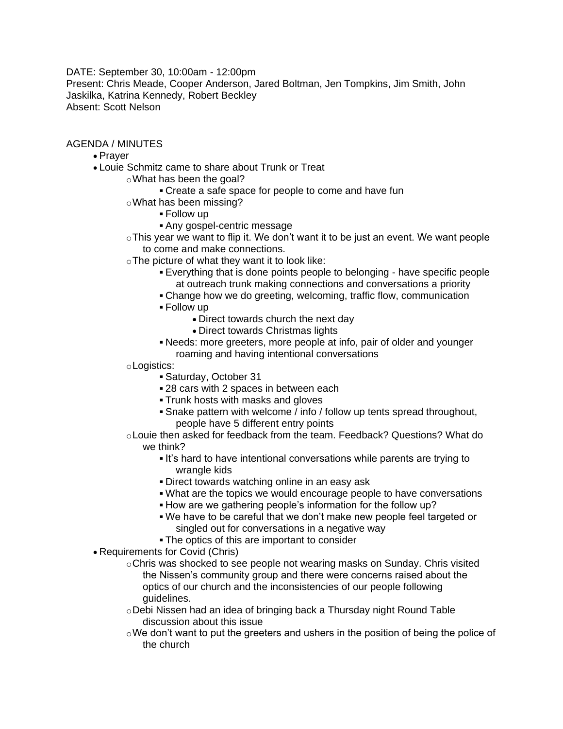DATE: September 30, 10:00am - 12:00pm
Present: Chris Meade, Cooper Anderson, Jared Boltman, Jen Tompkins, Jim Smith, John Jaskilka, Katrina Kennedy, Robert Beckley
Absent: Scott Nelson

AGENDA / MINUTES

- Prayer
- Louie Schmitz came to share about Trunk or Treat
    - What has been the goal?
        - Create a safe space for people to come and have fun
    - What has been missing?
        - Follow up
        - Any gospel-centric message
    - This year we want to flip it. We don't want it to be just an event. We want people to come and make connections.
    - The picture of what they want it to look like:
        - Everything that is done points people to belonging - have specific people at outreach trunk making connections and conversations a priority
        - Change how we do greeting, welcoming, traffic flow, communication
        - Follow up
            - Direct towards church the next day
            - Direct towards Christmas lights
        - Needs: more greeters, more people at info, pair of older and younger roaming and having intentional conversations
    - Logistics:
        - Saturday, October 31
        - 28 cars with 2 spaces in between each
        - Trunk hosts with masks and gloves
        - Snake pattern with welcome / info / follow up tents spread throughout, people have 5 different entry points
    - Louie then asked for feedback from the team. Feedback? Questions? What do we think?
        - It's hard to have intentional conversations while parents are trying to wrangle kids
        - Direct towards watching online in an easy ask
        - What are the topics we would encourage people to have conversations
        - How are we gathering people's information for the follow up?
        - We have to be careful that we don't make new people feel targeted or singled out for conversations in a negative way
        - The optics of this are important to consider
- Requirements for Covid (Chris)
    - Chris was shocked to see people not wearing masks on Sunday. Chris visited the Nissen's community group and there were concerns raised about the optics of our church and the inconsistencies of our people following guidelines.
    - Debi Nissen had an idea of bringing back a Thursday night Round Table discussion about this issue
    - We don't want to put the greeters and ushers in the position of being the police of the church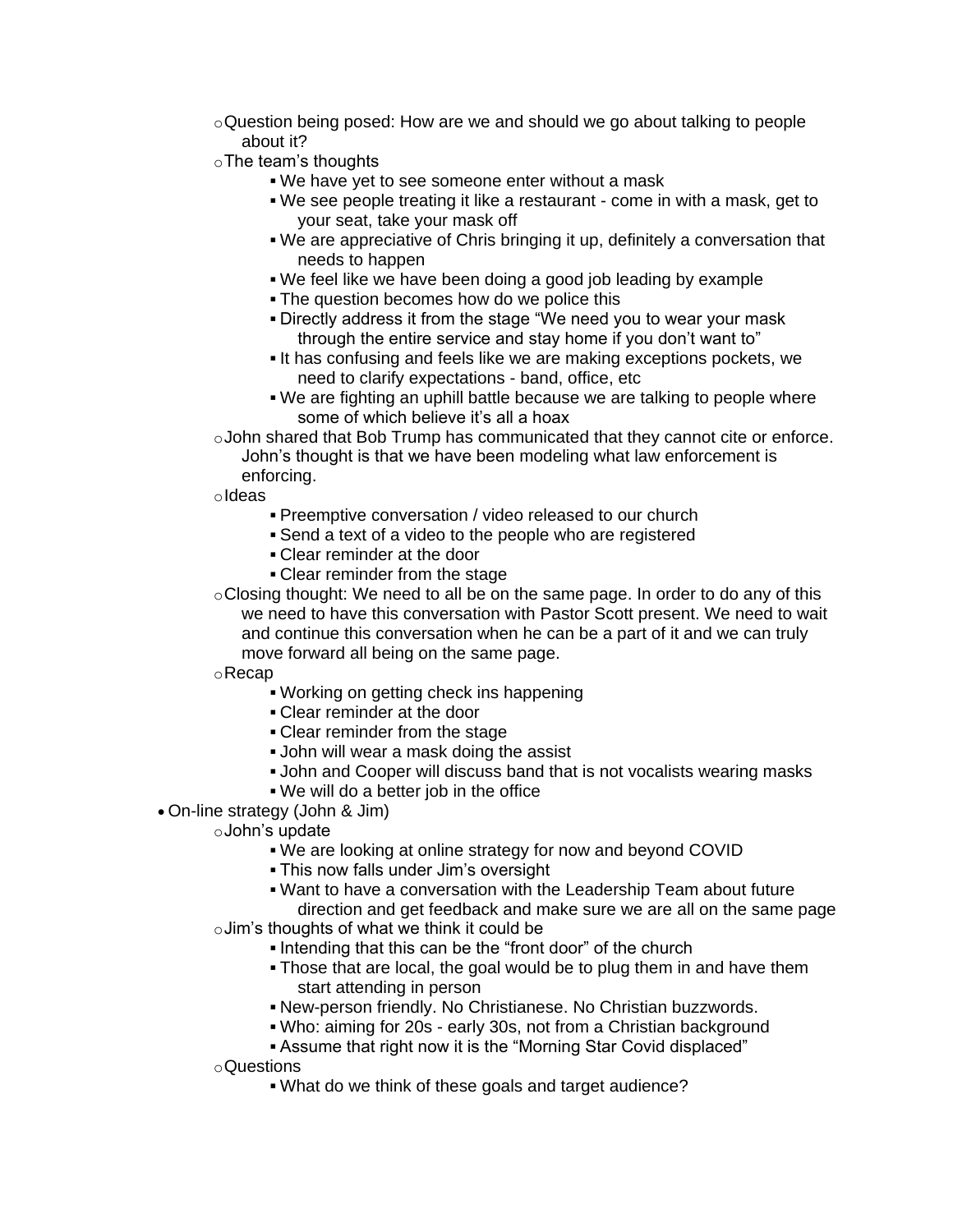- Question being posed: How are we and should we go about talking to people about it?
  - The team's thoughts
    - We have yet to see someone enter without a mask
    - We see people treating it like a restaurant - come in with a mask, get to your seat, take your mask off
    - We are appreciative of Chris bringing it up, definitely a conversation that needs to happen
    - We feel like we have been doing a good job leading by example
    - The question becomes how do we police this
    - Directly address it from the stage "We need you to wear your mask through the entire service and stay home if you don't want to"
    - It has confusing and feels like we are making exceptions pockets, we need to clarify expectations - band, office, etc
    - We are fighting an uphill battle because we are talking to people where some of which believe it's all a hoax
  - John shared that Bob Trump has communicated that they cannot cite or enforce. John's thought is that we have been modeling what law enforcement is enforcing.
  - Ideas
    - Preemptive conversation / video released to our church
    - Send a text of a video to the people who are registered
    - Clear reminder at the door
    - Clear reminder from the stage
  - Closing thought: We need to all be on the same page. In order to do any of this we need to have this conversation with Pastor Scott present. We need to wait and continue this conversation when he can be a part of it and we can truly move forward all being on the same page.
  - Recap
    - Working on getting check ins happening
    - Clear reminder at the door
    - Clear reminder from the stage
    - John will wear a mask doing the assist
    - John and Cooper will discuss band that is not vocalists wearing masks
    - We will do a better job in the office
- On-line strategy (John & Jim)
  - John's update
    - We are looking at online strategy for now and beyond COVID
    - This now falls under Jim's oversight
    - Want to have a conversation with the Leadership Team about future direction and get feedback and make sure we are all on the same page
  - Jim's thoughts of what we think it could be
    - Intending that this can be the "front door" of the church
    - Those that are local, the goal would be to plug them in and have them start attending in person
    - New-person friendly. No Christianese. No Christian buzzwords.
    - Who: aiming for 20s - early 30s, not from a Christian background
    - Assume that right now it is the "Morning Star Covid displaced"
  - Questions
    - What do we think of these goals and target audience?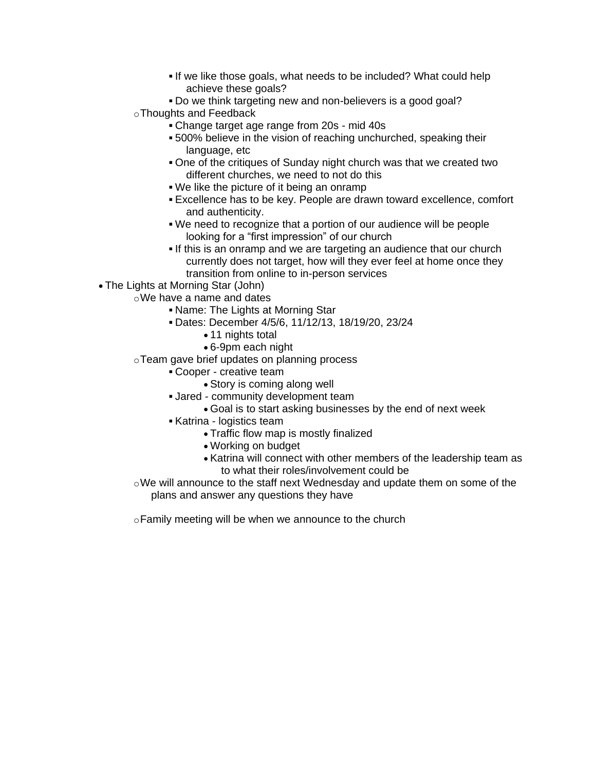- If we like those goals, what needs to be included? What could help achieve these goals?
    - Do we think targeting new and non-believers is a good goal?
  - Thoughts and Feedback
    - Change target age range from 20s - mid 40s
    - 500% believe in the vision of reaching unchurched, speaking their language, etc
    - One of the critiques of Sunday night church was that we created two different churches, we need to not do this
    - We like the picture of it being an onramp
    - Excellence has to be key. People are drawn toward excellence, comfort and authenticity.
    - We need to recognize that a portion of our audience will be people looking for a "first impression" of our church
    - If this is an onramp and we are targeting an audience that our church currently does not target, how will they ever feel at home once they transition from online to in-person services
- The Lights at Morning Star (John)
  - We have a name and dates
    - Name: The Lights at Morning Star
    - Dates: December 4/5/6, 11/12/13, 18/19/20, 23/24
      - 11 nights total
      - 6-9pm each night
  - Team gave brief updates on planning process
    - Cooper - creative team
      - Story is coming along well
    - Jared - community development team
      - Goal is to start asking businesses by the end of next week
    - Katrina - logistics team
      - Traffic flow map is mostly finalized
      - Working on budget
      - Katrina will connect with other members of the leadership team as to what their roles/involvement could be
  - We will announce to the staff next Wednesday and update them on some of the plans and answer any questions they have

  - Family meeting will be when we announce to the church